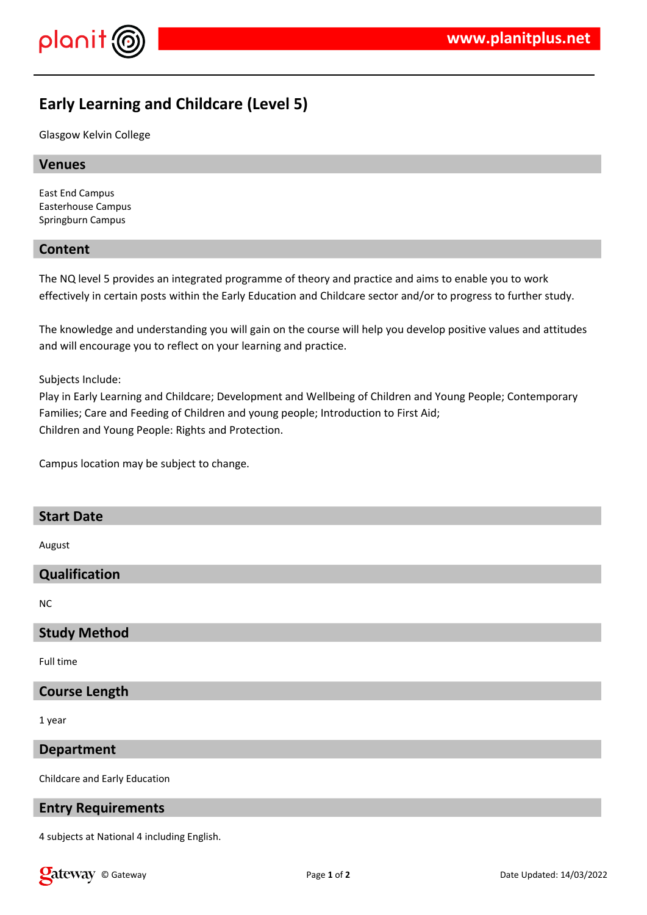# Early Learning and Childcare (Level 5)

Glasgow Kelvin College

## Venues

East End Campus
Easterhouse Campus
Springburn Campus

## Content

The NQ level 5 provides an integrated programme of theory and practice and aims to enable you to work effectively in certain posts within the Early Education and Childcare sector and/or to progress to further study.

The knowledge and understanding you will gain on the course will help you develop positive values and attitudes and will encourage you to reflect on your learning and practice.

Subjects Include:
Play in Early Learning and Childcare; Development and Wellbeing of Children and Young People; Contemporary Families; Care and Feeding of Children and young people; Introduction to First Aid;
Children and Young People: Rights and Protection.

Campus location may be subject to change.

## Start Date

August

## Qualification

NC

## Study Method

Full time

## Course Length

1 year

## Department

Childcare and Early Education

## Entry Requirements

4 subjects at National 4 including English.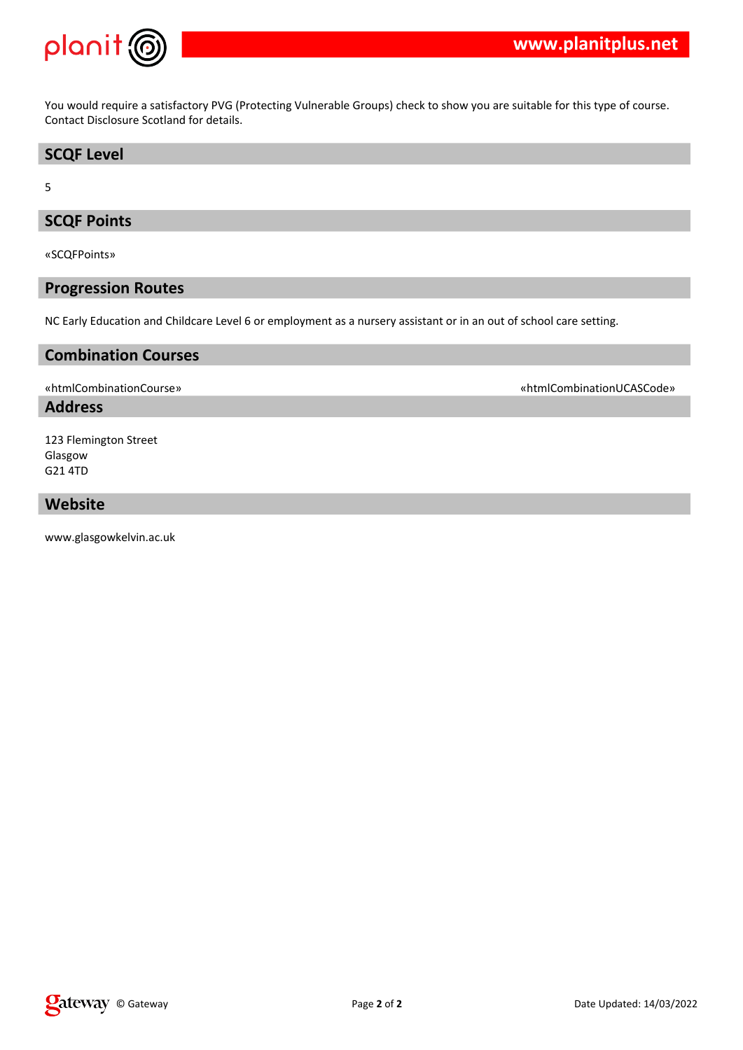You would require a satisfactory PVG (Protecting Vulnerable Groups) check to show you are suitable for this type of course. Contact Disclosure Scotland for details.

## SCQF Level

5

## SCQF Points

«SCQFPoints»

## Progression Routes

NC Early Education and Childcare Level 6 or employment as a nursery assistant or in an out of school care setting.

## Combination Courses

«htmlCombinationCourse» «htmlCombinationUCASCode»

## Address

123 Flemington Street
Glasgow
G21 4TD

## Website

www.glasgowkelvin.ac.uk